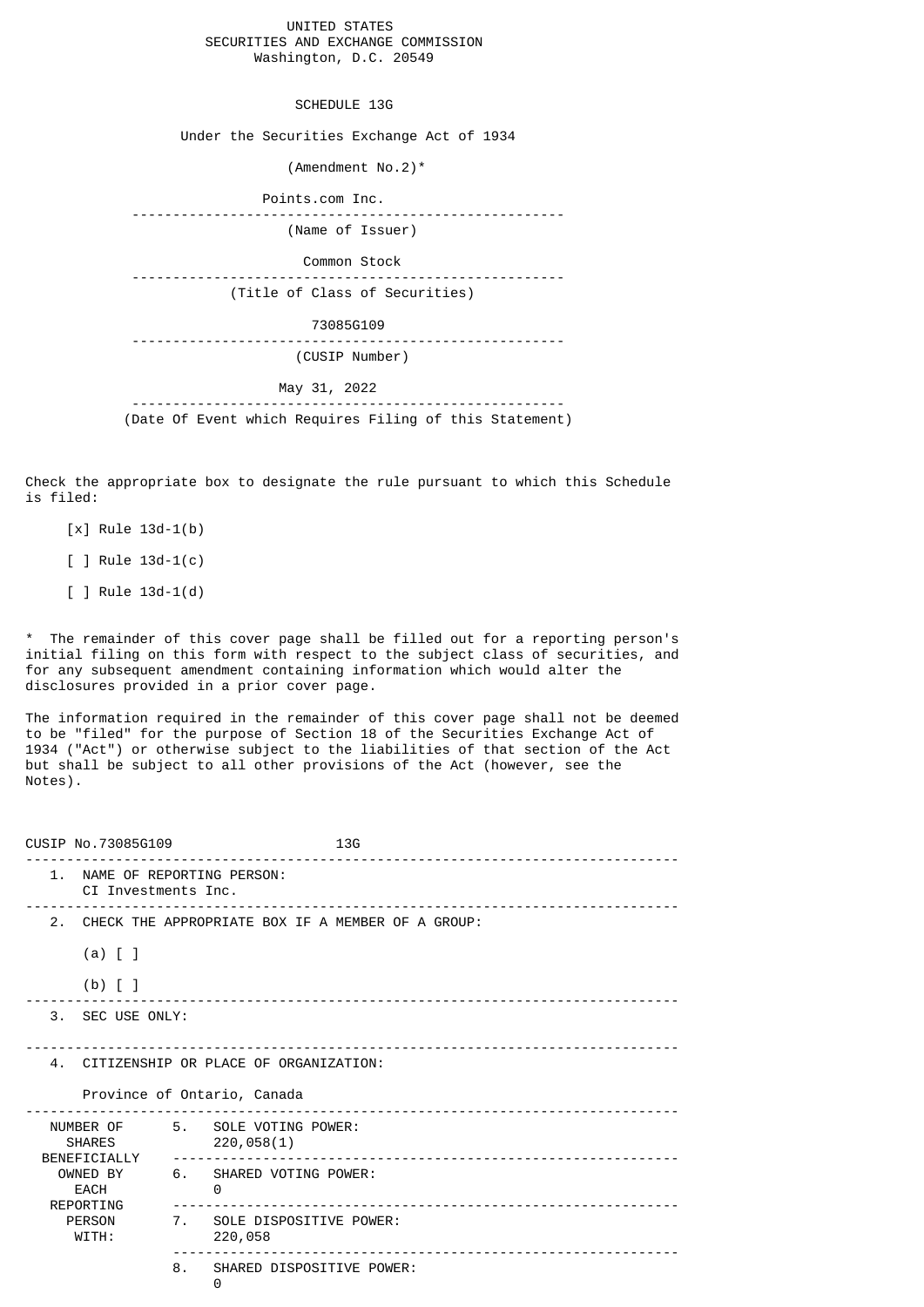UNITED STATES
SECURITIES AND EXCHANGE COMMISSION
Washington, D.C. 20549

SCHEDULE 13G

Under the Securities Exchange Act of 1934

(Amendment No.2)*

Points.com Inc.

(Name of Issuer)

Common Stock

(Title of Class of Securities)

73085G109

(CUSIP Number)

May 31, 2022

(Date Of Event which Requires Filing of this Statement)

Check the appropriate box to designate the rule pursuant to which this Schedule is filed:

[x] Rule 13d-1(b)

[ ] Rule 13d-1(c)

[ ] Rule 13d-1(d)

* The remainder of this cover page shall be filled out for a reporting person's initial filing on this form with respect to the subject class of securities, and for any subsequent amendment containing information which would alter the disclosures provided in a prior cover page.

The information required in the remainder of this cover page shall not be deemed to be "filed" for the purpose of Section 18 of the Securities Exchange Act of 1934 ("Act") or otherwise subject to the liabilities of that section of the Act but shall be subject to all other provisions of the Act (however, see the Notes).

CUSIP No.73085G109 13G

1. NAME OF REPORTING PERSON:
   CI Investments Inc.

2. CHECK THE APPROPRIATE BOX IF A MEMBER OF A GROUP:

   (a) [ ]

   (b) [ ]

3. SEC USE ONLY:

4. CITIZENSHIP OR PLACE OF ORGANIZATION:

   Province of Ontario, Canada

| NUMBER OF SHARES BENEFICIALLY OWNED BY EACH REPORTING PERSON WITH: | |
|---|---|
| 5. SOLE VOTING POWER: | 220,058(1) |
| 6. SHARED VOTING POWER: | 0 |
| 7. SOLE DISPOSITIVE POWER: | 220,058 |
| 8. SHARED DISPOSITIVE POWER: | 0 |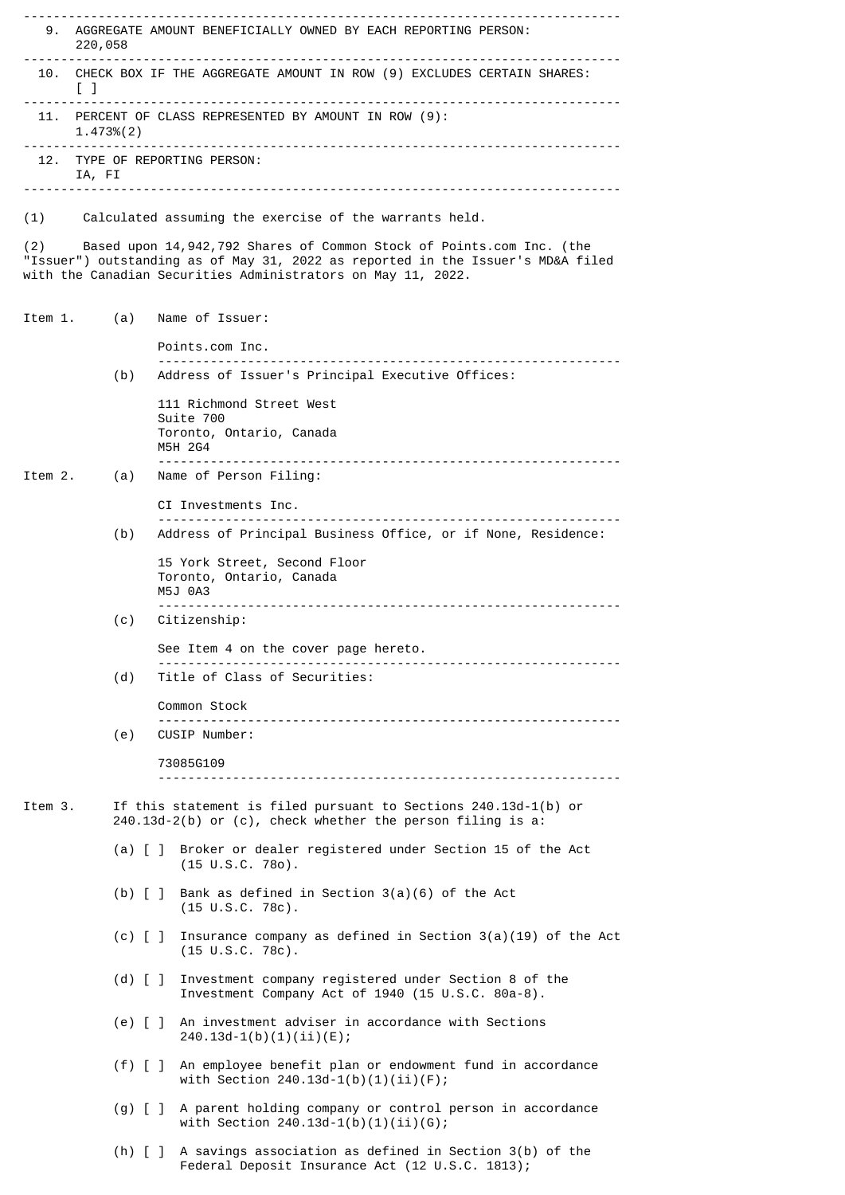| | |
|---|---|
| 9. | AGGREGATE AMOUNT BENEFICIALLY OWNED BY EACH REPORTING PERSON: 220,058 |
| 10. | CHECK BOX IF THE AGGREGATE AMOUNT IN ROW (9) EXCLUDES CERTAIN SHARES: [ ] |
| 11. | PERCENT OF CLASS REPRESENTED BY AMOUNT IN ROW (9): 1.473%(2) |
| 12. | TYPE OF REPORTING PERSON: IA, FI |

(1) Calculated assuming the exercise of the warrants held.

(2) Based upon 14,942,792 Shares of Common Stock of Points.com Inc. (the "Issuer") outstanding as of May 31, 2022 as reported in the Issuer's MD&A filed with the Canadian Securities Administrators on May 11, 2022.

Item 1. (a) Name of Issuer:

Points.com Inc.

(b) Address of Issuer's Principal Executive Offices:

111 Richmond Street West
Suite 700
Toronto, Ontario, Canada
M5H 2G4

Item 2. (a) Name of Person Filing:

CI Investments Inc.

(b) Address of Principal Business Office, or if None, Residence:

15 York Street, Second Floor
Toronto, Ontario, Canada
M5J 0A3

(c) Citizenship:

See Item 4 on the cover page hereto.

(d) Title of Class of Securities:

Common Stock

(e) CUSIP Number:

73085G109

Item 3. If this statement is filed pursuant to Sections 240.13d-1(b) or 240.13d-2(b) or (c), check whether the person filing is a:

(a) [ ] Broker or dealer registered under Section 15 of the Act (15 U.S.C. 78o).

(b) [ ] Bank as defined in Section 3(a)(6) of the Act (15 U.S.C. 78c).

(c) [ ] Insurance company as defined in Section 3(a)(19) of the Act (15 U.S.C. 78c).

(d) [ ] Investment company registered under Section 8 of the Investment Company Act of 1940 (15 U.S.C. 80a-8).

(e) [ ] An investment adviser in accordance with Sections 240.13d-1(b)(1)(ii)(E);

(f) [ ] An employee benefit plan or endowment fund in accordance with Section 240.13d-1(b)(1)(ii)(F);

(g) [ ] A parent holding company or control person in accordance with Section 240.13d-1(b)(1)(ii)(G);

(h) [ ] A savings association as defined in Section 3(b) of the Federal Deposit Insurance Act (12 U.S.C. 1813);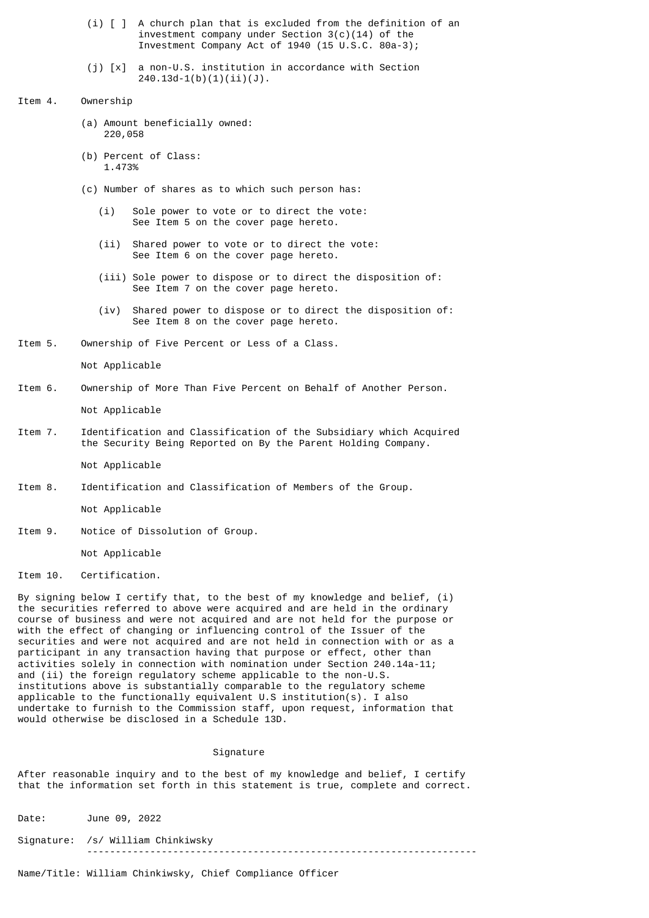(i) [ ] A church plan that is excluded from the definition of an investment company under Section 3(c)(14) of the Investment Company Act of 1940 (15 U.S.C. 80a-3);

(j) [x] a non-U.S. institution in accordance with Section 240.13d-1(b)(1)(ii)(J).

Item 4. Ownership

(a) Amount beneficially owned:
220,058

(b) Percent of Class:
1.473%

(c) Number of shares as to which such person has:

(i) Sole power to vote or to direct the vote:
See Item 5 on the cover page hereto.

(ii) Shared power to vote or to direct the vote:
See Item 6 on the cover page hereto.

(iii) Sole power to dispose or to direct the disposition of:
See Item 7 on the cover page hereto.

(iv) Shared power to dispose or to direct the disposition of:
See Item 8 on the cover page hereto.

Item 5. Ownership of Five Percent or Less of a Class.

Not Applicable

Item 6. Ownership of More Than Five Percent on Behalf of Another Person.

Not Applicable

Item 7. Identification and Classification of the Subsidiary which Acquired the Security Being Reported on By the Parent Holding Company.

Not Applicable

Item 8. Identification and Classification of Members of the Group.

Not Applicable

Item 9. Notice of Dissolution of Group.

Not Applicable

Item 10. Certification.

By signing below I certify that, to the best of my knowledge and belief, (i) the securities referred to above were acquired and are held in the ordinary course of business and were not acquired and are not held for the purpose or with the effect of changing or influencing control of the Issuer of the securities and were not acquired and are not held in connection with or as a participant in any transaction having that purpose or effect, other than activities solely in connection with nomination under Section 240.14a-11; and (ii) the foreign regulatory scheme applicable to the non-U.S. institutions above is substantially comparable to the regulatory scheme applicable to the functionally equivalent U.S institution(s). I also undertake to furnish to the Commission staff, upon request, information that would otherwise be disclosed in a Schedule 13D.

Signature

After reasonable inquiry and to the best of my knowledge and belief, I certify that the information set forth in this statement is true, complete and correct.

Date: June 09, 2022

Signature: /s/ William Chinkiwsky

Name/Title: William Chinkiwsky, Chief Compliance Officer